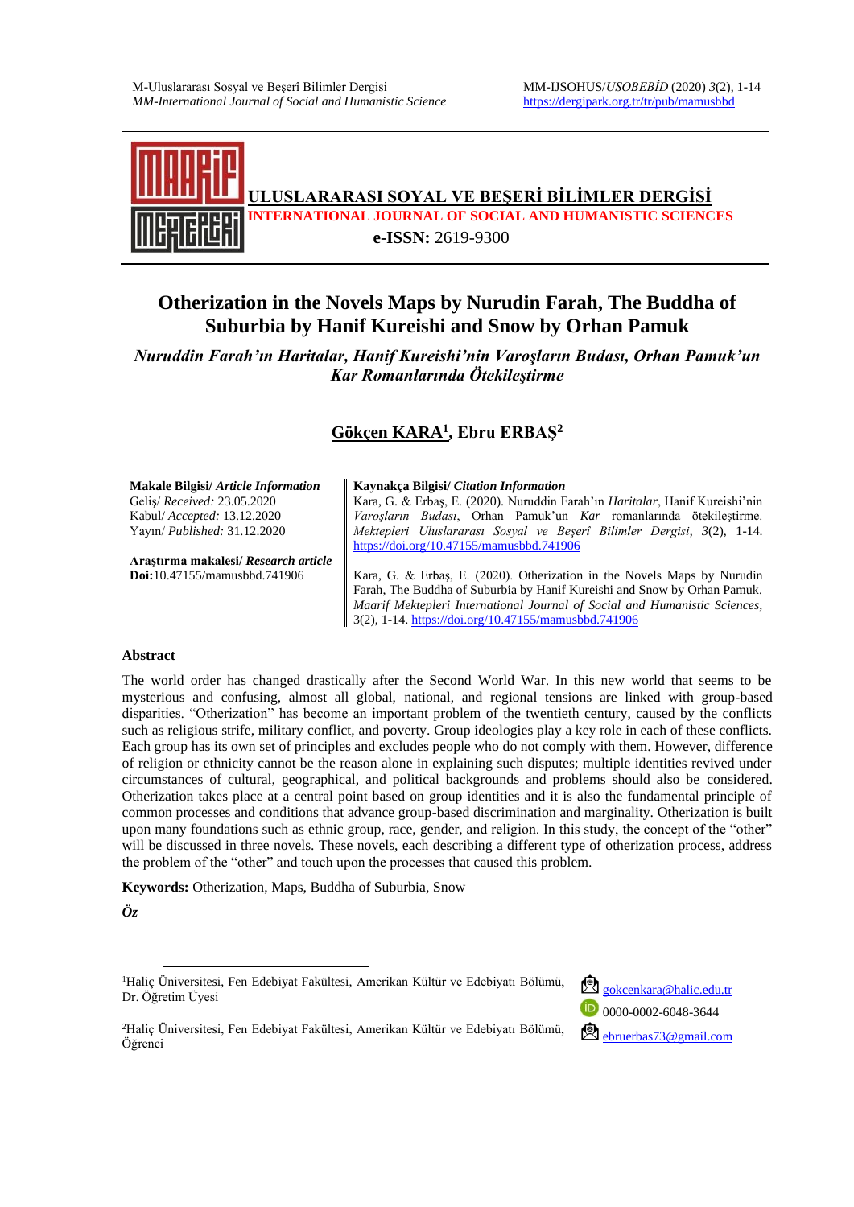**ULUSLARARASI SOYAL VE BEŞERİ BİLİMLER DERGİSİ**

**INTERNATIONAL JOURNAL OF SOCIAL AND HUMANISTIC SCIENCES**

**e-ISSN:** 2619-9300

# Otherization in the Novels Maps by Nurudin Farah, The Buddha of Suburbia by Hanif Kureishi and Snow by Orhan Pamuk

## *Nuruddin Farah'ın Haritalar, Hanif Kureishi'nin Varoşların Budası, Orhan Pamuk'un Kar Romanlarında Ötekileştirme*

**Gökçen KARA[1], Ebru ERBAŞ[2]**

**Makale Bilgisi/ *Article Information***
Geliş/ *Received:* 23.05.2020
Kabul/ *Accepted:* 13.12.2020
Yayın/ *Published:* 31.12.2020

**Araştırma makalesi/ *Research article***
**Doi:**10.47155/mamusbbd.741906

**Kaynakça Bilgisi/ *Citation Information***

Kara, G. & Erbaş, E. (2020). Nuruddin Farah'ın *Haritalar*, Hanif Kureishi'nin *Varoşların Budası*, Orhan Pamuk'un *Kar* romanlarında ötekileştirme. *Mektepleri Uluslararası Sosyal ve Beşerî Bilimler Dergisi*, *3*(2), 1-14. https://doi.org/10.47155/mamusbbd.741906

Kara, G. & Erbaş, E. (2020). Otherization in the Novels Maps by Nurudin Farah, The Buddha of Suburbia by Hanif Kureishi and Snow by Orhan Pamuk. *Maarif Mektepleri International Journal of Social and Humanistic Sciences*, 3(2), 1-14. https://doi.org/10.47155/mamusbbd.741906

**Abstract**

The world order has changed drastically after the Second World War. In this new world that seems to be mysterious and confusing, almost all global, national, and regional tensions are linked with group-based disparities. "Otherization" has become an important problem of the twentieth century, caused by the conflicts such as religious strife, military conflict, and poverty. Group ideologies play a key role in each of these conflicts. Each group has its own set of principles and excludes people who do not comply with them. However, difference of religion or ethnicity cannot be the reason alone in explaining such disputes; multiple identities revived under circumstances of cultural, geographical, and political backgrounds and problems should also be considered. Otherization takes place at a central point based on group identities and it is also the fundamental principle of common processes and conditions that advance group-based discrimination and marginality. Otherization is built upon many foundations such as ethnic group, race, gender, and religion. In this study, the concept of the "other" will be discussed in three novels. These novels, each describing a different type of otherization process, address the problem of the "other" and touch upon the processes that caused this problem.

**Keywords:** Otherization, Maps, Buddha of Suburbia, Snow

***Öz***

---

[1]Haliç Üniversitesi, Fen Edebiyat Fakültesi, Amerikan Kültür ve Edebiyatı Bölümü, Dr. Öğretim Üyesi — gokcenkara@halic.edu.tr — 0000-0002-6048-3644

[2]Haliç Üniversitesi, Fen Edebiyat Fakültesi, Amerikan Kültür ve Edebiyatı Bölümü, Öğrenci — ebruerbas73@gmail.com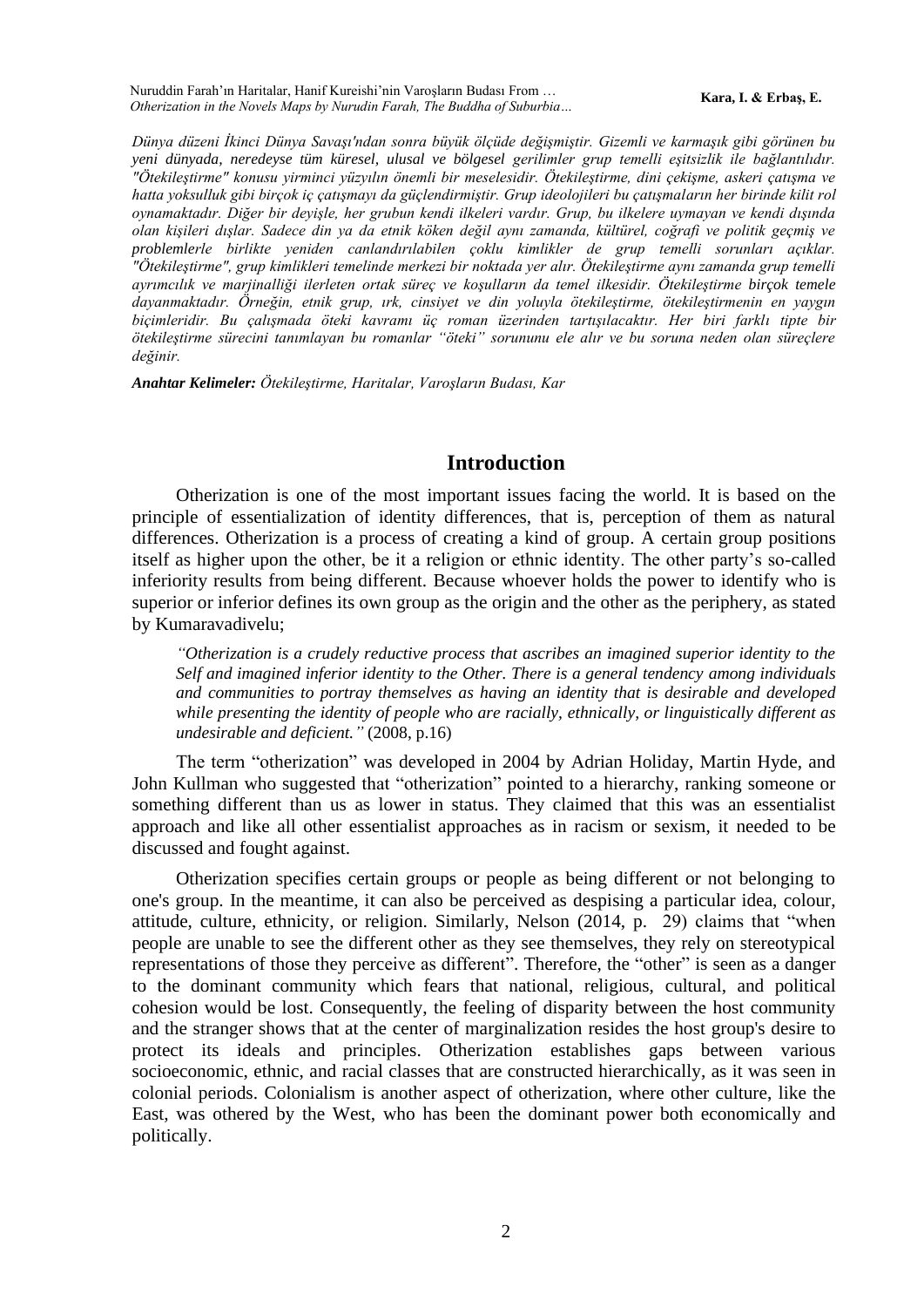*Dünya düzeni İkinci Dünya Savaşı'ndan sonra büyük ölçüde değişmiştir. Gizemli ve karmaşık gibi görünen bu yeni dünyada, neredeyse tüm küresel, ulusal ve bölgesel gerilimler grup temelli eşitsizlik ile bağlantılıdır. "Ötekileştirme" konusu yirminci yüzyılın önemli bir meselesidir. Ötekileştirme, dini çekişme, askeri çatışma ve hatta yoksulluk gibi birçok iç çatışmayı da güçlendirmiştir. Grup ideolojileri bu çatışmaların her birinde kilit rol oynamaktadır. Diğer bir deyişle, her grubun kendi ilkeleri vardır. Grup, bu ilkelere uymayan ve kendi dışında olan kişileri dışlar. Sadece din ya da etnik köken değil aynı zamanda, kültürel, coğrafi ve politik geçmiş ve problemlerle birlikte yeniden canlandırılabilen çoklu kimlikler de grup temelli sorunları açıklar. "Ötekileştirme", grup kimlikleri temelinde merkezi bir noktada yer alır. Ötekileştirme aynı zamanda grup temelli ayrımcılık ve marjinalliği ilerleten ortak süreç ve koşulların da temel ilkesidir. Ötekileştirme birçok temele dayanmaktadır. Örneğin, etnik grup, ırk, cinsiyet ve din yoluyla ötekileştirme, ötekileştirmenin en yaygın biçimleridir. Bu çalışmada öteki kavramı üç roman üzerinden tartışılacaktır. Her biri farklı tipte bir ötekileştirme sürecini tanımlayan bu romanlar "öteki" sorununu ele alır ve bu soruna neden olan süreçlere değinir.*

***Anahtar Kelimeler:*** *Ötekileştirme, Haritalar, Varoşların Budası, Kar*

## Introduction

Otherization is one of the most important issues facing the world. It is based on the principle of essentialization of identity differences, that is, perception of them as natural differences. Otherization is a process of creating a kind of group. A certain group positions itself as higher upon the other, be it a religion or ethnic identity. The other party's so-called inferiority results from being different. Because whoever holds the power to identify who is superior or inferior defines its own group as the origin and the other as the periphery, as stated by Kumaravadivelu;

> *"Otherization is a crudely reductive process that ascribes an imagined superior identity to the Self and imagined inferior identity to the Other. There is a general tendency among individuals and communities to portray themselves as having an identity that is desirable and developed while presenting the identity of people who are racially, ethnically, or linguistically different as undesirable and deficient."* (2008, p.16)

The term "otherization" was developed in 2004 by Adrian Holiday, Martin Hyde, and John Kullman who suggested that "otherization" pointed to a hierarchy, ranking someone or something different than us as lower in status. They claimed that this was an essentialist approach and like all other essentialist approaches as in racism or sexism, it needed to be discussed and fought against.

Otherization specifies certain groups or people as being different or not belonging to one's group. In the meantime, it can also be perceived as despising a particular idea, colour, attitude, culture, ethnicity, or religion. Similarly, Nelson (2014, p. 29) claims that "when people are unable to see the different other as they see themselves, they rely on stereotypical representations of those they perceive as different". Therefore, the "other" is seen as a danger to the dominant community which fears that national, religious, cultural, and political cohesion would be lost. Consequently, the feeling of disparity between the host community and the stranger shows that at the center of marginalization resides the host group's desire to protect its ideals and principles. Otherization establishes gaps between various socioeconomic, ethnic, and racial classes that are constructed hierarchically, as it was seen in colonial periods. Colonialism is another aspect of otherization, where other culture, like the East, was othered by the West, who has been the dominant power both economically and politically.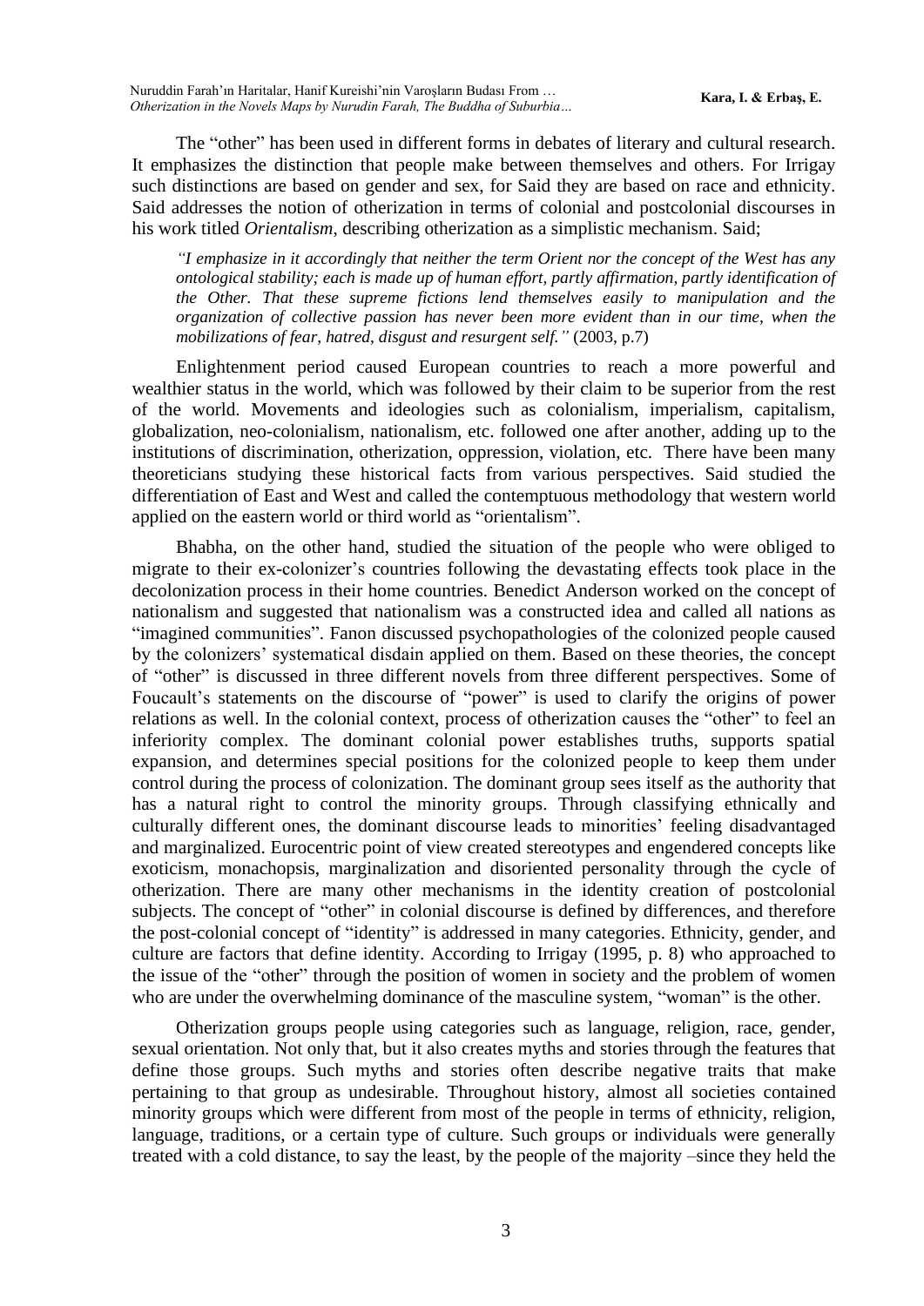The "other" has been used in different forms in debates of literary and cultural research. It emphasizes the distinction that people make between themselves and others. For Irrigay such distinctions are based on gender and sex, for Said they are based on race and ethnicity. Said addresses the notion of otherization in terms of colonial and postcolonial discourses in his work titled *Orientalism*, describing otherization as a simplistic mechanism. Said;

> *"I emphasize in it accordingly that neither the term Orient nor the concept of the West has any ontological stability; each is made up of human effort, partly affirmation, partly identification of the Other. That these supreme fictions lend themselves easily to manipulation and the organization of collective passion has never been more evident than in our time, when the mobilizations of fear, hatred, disgust and resurgent self."* (2003, p.7)

Enlightenment period caused European countries to reach a more powerful and wealthier status in the world, which was followed by their claim to be superior from the rest of the world. Movements and ideologies such as colonialism, imperialism, capitalism, globalization, neo-colonialism, nationalism, etc. followed one after another, adding up to the institutions of discrimination, otherization, oppression, violation, etc. There have been many theoreticians studying these historical facts from various perspectives. Said studied the differentiation of East and West and called the contemptuous methodology that western world applied on the eastern world or third world as "orientalism".

Bhabha, on the other hand, studied the situation of the people who were obliged to migrate to their ex-colonizer's countries following the devastating effects took place in the decolonization process in their home countries. Benedict Anderson worked on the concept of nationalism and suggested that nationalism was a constructed idea and called all nations as "imagined communities". Fanon discussed psychopathologies of the colonized people caused by the colonizers' systematical disdain applied on them. Based on these theories, the concept of "other" is discussed in three different novels from three different perspectives. Some of Foucault's statements on the discourse of "power" is used to clarify the origins of power relations as well. In the colonial context, process of otherization causes the "other" to feel an inferiority complex. The dominant colonial power establishes truths, supports spatial expansion, and determines special positions for the colonized people to keep them under control during the process of colonization. The dominant group sees itself as the authority that has a natural right to control the minority groups. Through classifying ethnically and culturally different ones, the dominant discourse leads to minorities' feeling disadvantaged and marginalized. Eurocentric point of view created stereotypes and engendered concepts like exoticism, monachopsis, marginalization and disoriented personality through the cycle of otherization. There are many other mechanisms in the identity creation of postcolonial subjects. The concept of "other" in colonial discourse is defined by differences, and therefore the post-colonial concept of "identity" is addressed in many categories. Ethnicity, gender, and culture are factors that define identity. According to Irrigay (1995, p. 8) who approached to the issue of the "other" through the position of women in society and the problem of women who are under the overwhelming dominance of the masculine system, "woman" is the other.

Otherization groups people using categories such as language, religion, race, gender, sexual orientation. Not only that, but it also creates myths and stories through the features that define those groups. Such myths and stories often describe negative traits that make pertaining to that group as undesirable. Throughout history, almost all societies contained minority groups which were different from most of the people in terms of ethnicity, religion, language, traditions, or a certain type of culture. Such groups or individuals were generally treated with a cold distance, to say the least, by the people of the majority –since they held the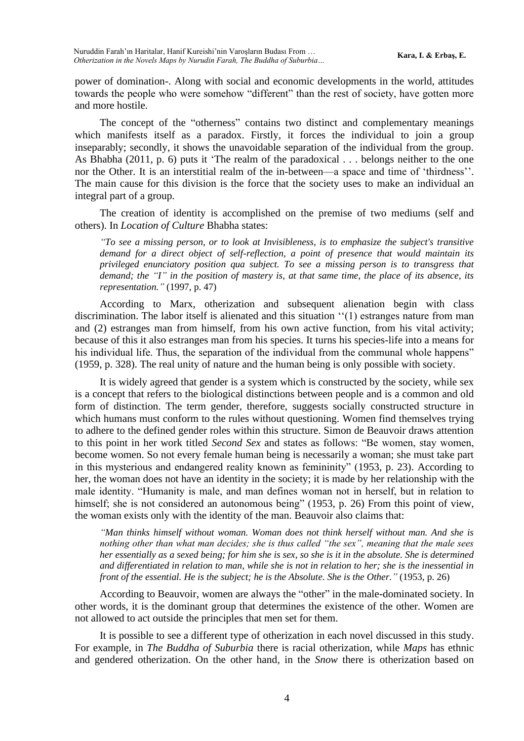power of domination-. Along with social and economic developments in the world, attitudes towards the people who were somehow "different" than the rest of society, have gotten more and more hostile.

The concept of the "otherness" contains two distinct and complementary meanings which manifests itself as a paradox. Firstly, it forces the individual to join a group inseparably; secondly, it shows the unavoidable separation of the individual from the group. As Bhabha (2011, p. 6) puts it 'The realm of the paradoxical . . . belongs neither to the one nor the Other. It is an interstitial realm of the in-between—a space and time of 'thirdness''. The main cause for this division is the force that the society uses to make an individual an integral part of a group.

The creation of identity is accomplished on the premise of two mediums (self and others). In *Location of Culture* Bhabha states:

> *"To see a missing person, or to look at Invisibleness, is to emphasize the subject's transitive demand for a direct object of self-reflection, a point of presence that would maintain its privileged enunciatory position qua subject. To see a missing person is to transgress that demand; the "I" in the position of mastery is, at that same time, the place of its absence, its representation."* (1997, p. 47)

According to Marx, otherization and subsequent alienation begin with class discrimination. The labor itself is alienated and this situation ''(1) estranges nature from man and (2) estranges man from himself, from his own active function, from his vital activity; because of this it also estranges man from his species. It turns his species-life into a means for his individual life. Thus, the separation of the individual from the communal whole happens" (1959, p. 328). The real unity of nature and the human being is only possible with society.

It is widely agreed that gender is a system which is constructed by the society, while sex is a concept that refers to the biological distinctions between people and is a common and old form of distinction. The term gender, therefore, suggests socially constructed structure in which humans must conform to the rules without questioning. Women find themselves trying to adhere to the defined gender roles within this structure. Simon de Beauvoir draws attention to this point in her work titled *Second Sex* and states as follows: "Be women, stay women, become women. So not every female human being is necessarily a woman; she must take part in this mysterious and endangered reality known as femininity" (1953, p. 23). According to her, the woman does not have an identity in the society; it is made by her relationship with the male identity. "Humanity is male, and man defines woman not in herself, but in relation to himself; she is not considered an autonomous being" (1953, p. 26) From this point of view, the woman exists only with the identity of the man. Beauvoir also claims that:

> *"Man thinks himself without woman. Woman does not think herself without man. And she is nothing other than what man decides; she is thus called "the sex", meaning that the male sees her essentially as a sexed being; for him she is sex, so she is it in the absolute. She is determined and differentiated in relation to man, while she is not in relation to her; she is the inessential in front of the essential. He is the subject; he is the Absolute. She is the Other."* (1953, p. 26)

According to Beauvoir, women are always the "other" in the male-dominated society. In other words, it is the dominant group that determines the existence of the other. Women are not allowed to act outside the principles that men set for them.

It is possible to see a different type of otherization in each novel discussed in this study. For example, in *The Buddha of Suburbia* there is racial otherization, while *Maps* has ethnic and gendered otherization. On the other hand, in the *Snow* there is otherization based on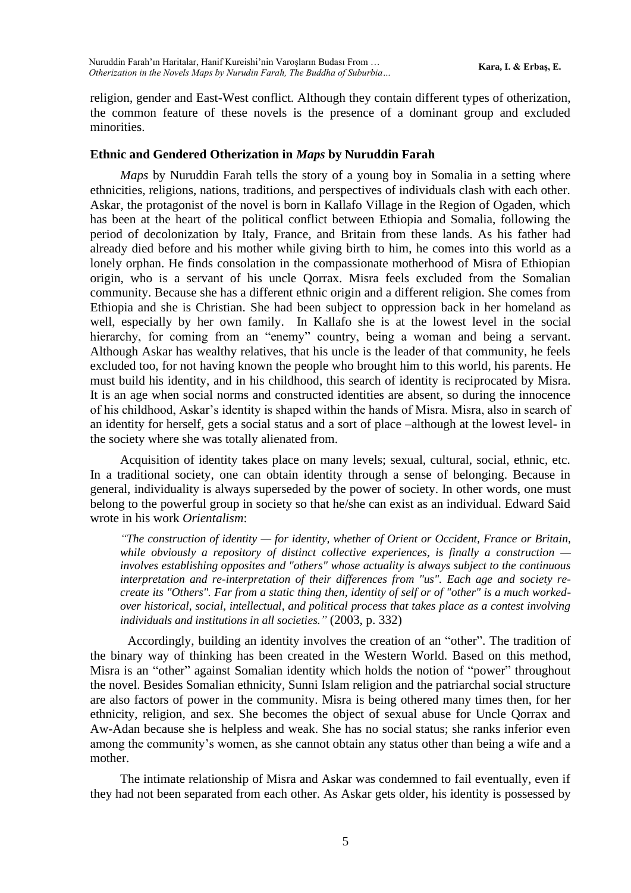religion, gender and East-West conflict. Although they contain different types of otherization, the common feature of these novels is the presence of a dominant group and excluded minorities.

## Ethnic and Gendered Otherization in *Maps* by Nuruddin Farah

*Maps* by Nuruddin Farah tells the story of a young boy in Somalia in a setting where ethnicities, religions, nations, traditions, and perspectives of individuals clash with each other. Askar, the protagonist of the novel is born in Kallafo Village in the Region of Ogaden, which has been at the heart of the political conflict between Ethiopia and Somalia, following the period of decolonization by Italy, France, and Britain from these lands. As his father had already died before and his mother while giving birth to him, he comes into this world as a lonely orphan. He finds consolation in the compassionate motherhood of Misra of Ethiopian origin, who is a servant of his uncle Qorrax. Misra feels excluded from the Somalian community. Because she has a different ethnic origin and a different religion. She comes from Ethiopia and she is Christian. She had been subject to oppression back in her homeland as well, especially by her own family. In Kallafo she is at the lowest level in the social hierarchy, for coming from an "enemy" country, being a woman and being a servant. Although Askar has wealthy relatives, that his uncle is the leader of that community, he feels excluded too, for not having known the people who brought him to this world, his parents. He must build his identity, and in his childhood, this search of identity is reciprocated by Misra. It is an age when social norms and constructed identities are absent, so during the innocence of his childhood, Askar's identity is shaped within the hands of Misra. Misra, also in search of an identity for herself, gets a social status and a sort of place –although at the lowest level- in the society where she was totally alienated from.

Acquisition of identity takes place on many levels; sexual, cultural, social, ethnic, etc. In a traditional society, one can obtain identity through a sense of belonging. Because in general, individuality is always superseded by the power of society. In other words, one must belong to the powerful group in society so that he/she can exist as an individual. Edward Said wrote in his work *Orientalism*:

> *"The construction of identity — for identity, whether of Orient or Occident, France or Britain, while obviously a repository of distinct collective experiences, is finally a construction — involves establishing opposites and "others" whose actuality is always subject to the continuous interpretation and re-interpretation of their differences from "us". Each age and society re-create its "Others". Far from a static thing then, identity of self or of "other" is a much worked-over historical, social, intellectual, and political process that takes place as a contest involving individuals and institutions in all societies."* (2003, p. 332)

Accordingly, building an identity involves the creation of an "other". The tradition of the binary way of thinking has been created in the Western World. Based on this method, Misra is an "other" against Somalian identity which holds the notion of "power" throughout the novel. Besides Somalian ethnicity, Sunni Islam religion and the patriarchal social structure are also factors of power in the community. Misra is being othered many times then, for her ethnicity, religion, and sex. She becomes the object of sexual abuse for Uncle Qorrax and Aw-Adan because she is helpless and weak. She has no social status; she ranks inferior even among the community's women, as she cannot obtain any status other than being a wife and a mother.

The intimate relationship of Misra and Askar was condemned to fail eventually, even if they had not been separated from each other. As Askar gets older, his identity is possessed by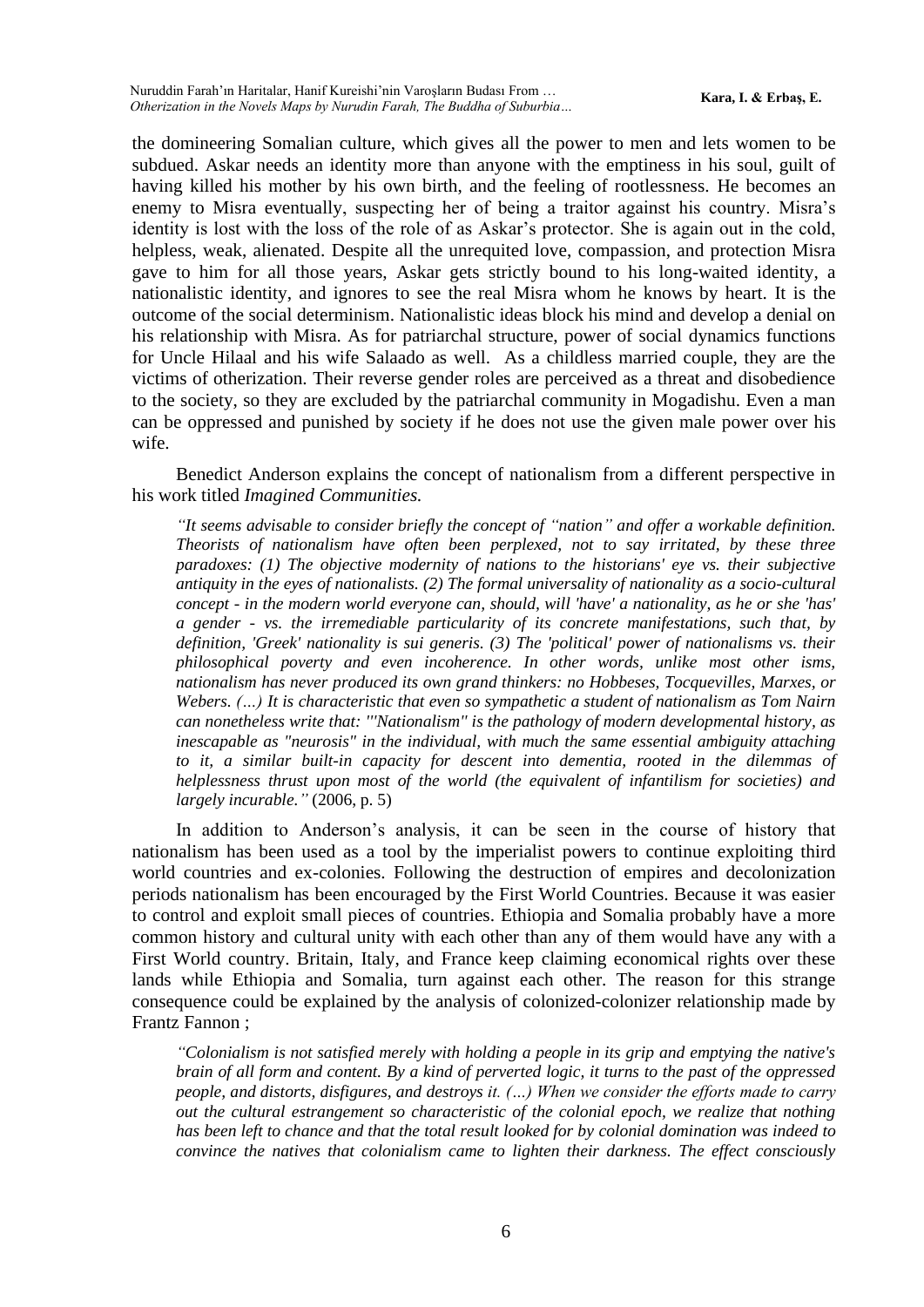the domineering Somalian culture, which gives all the power to men and lets women to be subdued. Askar needs an identity more than anyone with the emptiness in his soul, guilt of having killed his mother by his own birth, and the feeling of rootlessness. He becomes an enemy to Misra eventually, suspecting her of being a traitor against his country. Misra's identity is lost with the loss of the role of as Askar's protector. She is again out in the cold, helpless, weak, alienated. Despite all the unrequited love, compassion, and protection Misra gave to him for all those years, Askar gets strictly bound to his long-waited identity, a nationalistic identity, and ignores to see the real Misra whom he knows by heart. It is the outcome of the social determinism. Nationalistic ideas block his mind and develop a denial on his relationship with Misra. As for patriarchal structure, power of social dynamics functions for Uncle Hilaal and his wife Salaado as well. As a childless married couple, they are the victims of otherization. Their reverse gender roles are perceived as a threat and disobedience to the society, so they are excluded by the patriarchal community in Mogadishu. Even a man can be oppressed and punished by society if he does not use the given male power over his wife.

Benedict Anderson explains the concept of nationalism from a different perspective in his work titled *Imagined Communities.*

> *"It seems advisable to consider briefly the concept of "nation" and offer a workable definition. Theorists of nationalism have often been perplexed, not to say irritated, by these three paradoxes: (1) The objective modernity of nations to the historians' eye vs. their subjective antiquity in the eyes of nationalists. (2) The formal universality of nationality as a socio-cultural concept - in the modern world everyone can, should, will 'have' a nationality, as he or she 'has' a gender - vs. the irremediable particularity of its concrete manifestations, such that, by definition, 'Greek' nationality is sui generis. (3) The 'political' power of nationalisms vs. their philosophical poverty and even incoherence. In other words, unlike most other isms, nationalism has never produced its own grand thinkers: no Hobbeses, Tocquevilles, Marxes, or Webers. (…) It is characteristic that even so sympathetic a student of nationalism as Tom Nairn can nonetheless write that: "'Nationalism" is the pathology of modern developmental history, as inescapable as "neurosis" in the individual, with much the same essential ambiguity attaching to it, a similar built-in capacity for descent into dementia, rooted in the dilemmas of helplessness thrust upon most of the world (the equivalent of infantilism for societies) and largely incurable."* (2006, p. 5)

In addition to Anderson's analysis, it can be seen in the course of history that nationalism has been used as a tool by the imperialist powers to continue exploiting third world countries and ex-colonies. Following the destruction of empires and decolonization periods nationalism has been encouraged by the First World Countries. Because it was easier to control and exploit small pieces of countries. Ethiopia and Somalia probably have a more common history and cultural unity with each other than any of them would have any with a First World country. Britain, Italy, and France keep claiming economical rights over these lands while Ethiopia and Somalia, turn against each other. The reason for this strange consequence could be explained by the analysis of colonized-colonizer relationship made by Frantz Fannon ;

> *"Colonialism is not satisfied merely with holding a people in its grip and emptying the native's brain of all form and content. By a kind of perverted logic, it turns to the past of the oppressed people, and distorts, disfigures, and destroys it. (…) When we consider the efforts made to carry out the cultural estrangement so characteristic of the colonial epoch, we realize that nothing has been left to chance and that the total result looked for by colonial domination was indeed to convince the natives that colonialism came to lighten their darkness. The effect consciously*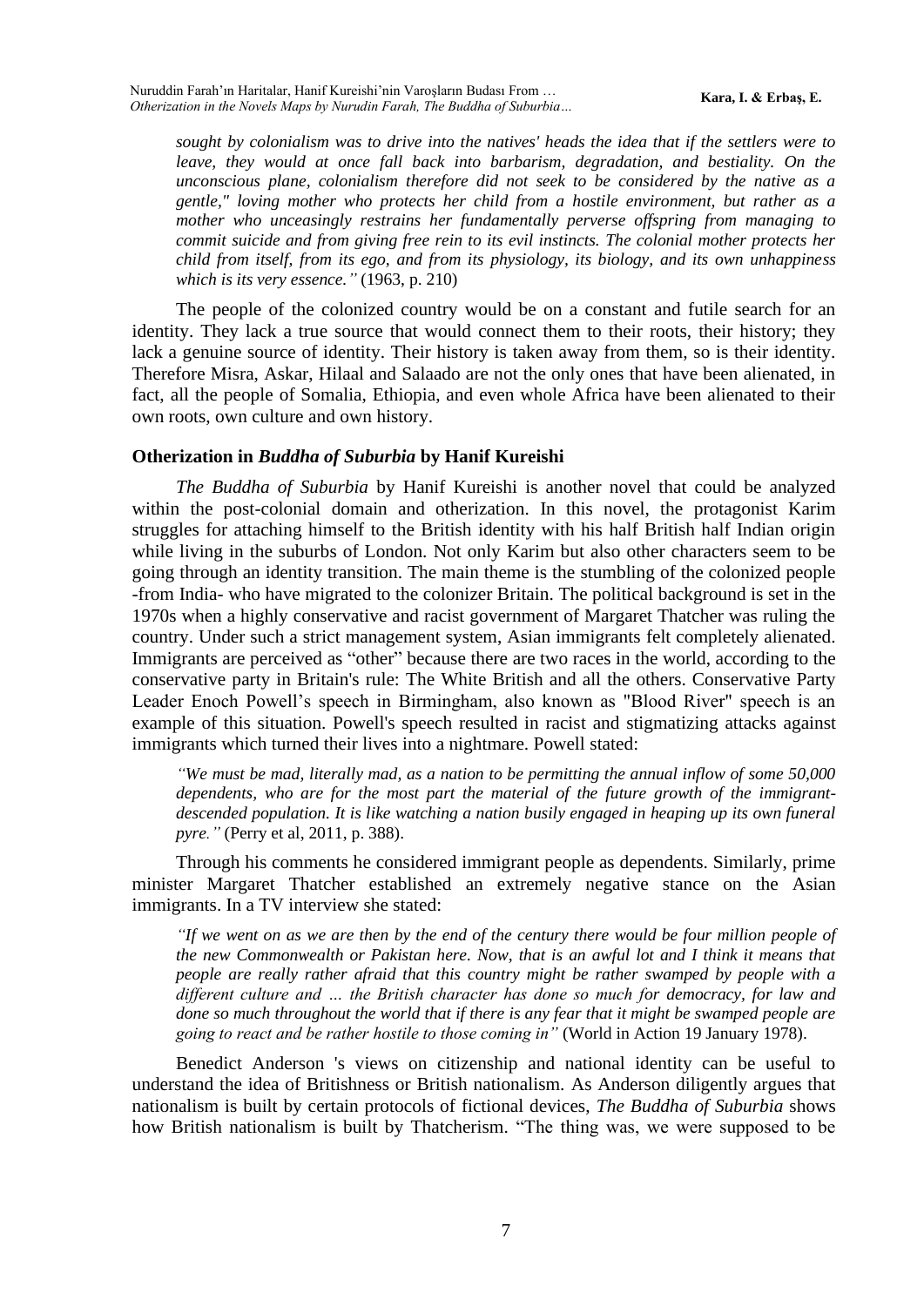*sought by colonialism was to drive into the natives' heads the idea that if the settlers were to leave, they would at once fall back into barbarism, degradation, and bestiality. On the unconscious plane, colonialism therefore did not seek to be considered by the native as a gentle," loving mother who protects her child from a hostile environment, but rather as a mother who unceasingly restrains her fundamentally perverse offspring from managing to commit suicide and from giving free rein to its evil instincts. The colonial mother protects her child from itself, from its ego, and from its physiology, its biology, and its own unhappiness which is its very essence."* (1963, p. 210)

The people of the colonized country would be on a constant and futile search for an identity. They lack a true source that would connect them to their roots, their history; they lack a genuine source of identity. Their history is taken away from them, so is their identity. Therefore Misra, Askar, Hilaal and Salaado are not the only ones that have been alienated, in fact, all the people of Somalia, Ethiopia, and even whole Africa have been alienated to their own roots, own culture and own history.

## Otherization in *Buddha of Suburbia* by Hanif Kureishi

*The Buddha of Suburbia* by Hanif Kureishi is another novel that could be analyzed within the post-colonial domain and otherization. In this novel, the protagonist Karim struggles for attaching himself to the British identity with his half British half Indian origin while living in the suburbs of London. Not only Karim but also other characters seem to be going through an identity transition. The main theme is the stumbling of the colonized people -from India- who have migrated to the colonizer Britain. The political background is set in the 1970s when a highly conservative and racist government of Margaret Thatcher was ruling the country. Under such a strict management system, Asian immigrants felt completely alienated. Immigrants are perceived as "other" because there are two races in the world, according to the conservative party in Britain's rule: The White British and all the others. Conservative Party Leader Enoch Powell's speech in Birmingham, also known as "Blood River" speech is an example of this situation. Powell's speech resulted in racist and stigmatizing attacks against immigrants which turned their lives into a nightmare. Powell stated:

*"We must be mad, literally mad, as a nation to be permitting the annual inflow of some 50,000 dependents, who are for the most part the material of the future growth of the immigrant-descended population. It is like watching a nation busily engaged in heaping up its own funeral pyre."* (Perry et al, 2011, p. 388).

Through his comments he considered immigrant people as dependents. Similarly, prime minister Margaret Thatcher established an extremely negative stance on the Asian immigrants. In a TV interview she stated:

*"If we went on as we are then by the end of the century there would be four million people of the new Commonwealth or Pakistan here. Now, that is an awful lot and I think it means that people are really rather afraid that this country might be rather swamped by people with a different culture and … the British character has done so much for democracy, for law and done so much throughout the world that if there is any fear that it might be swamped people are going to react and be rather hostile to those coming in"* (World in Action 19 January 1978).

Benedict Anderson 's views on citizenship and national identity can be useful to understand the idea of Britishness or British nationalism. As Anderson diligently argues that nationalism is built by certain protocols of fictional devices, *The Buddha of Suburbia* shows how British nationalism is built by Thatcherism. "The thing was, we were supposed to be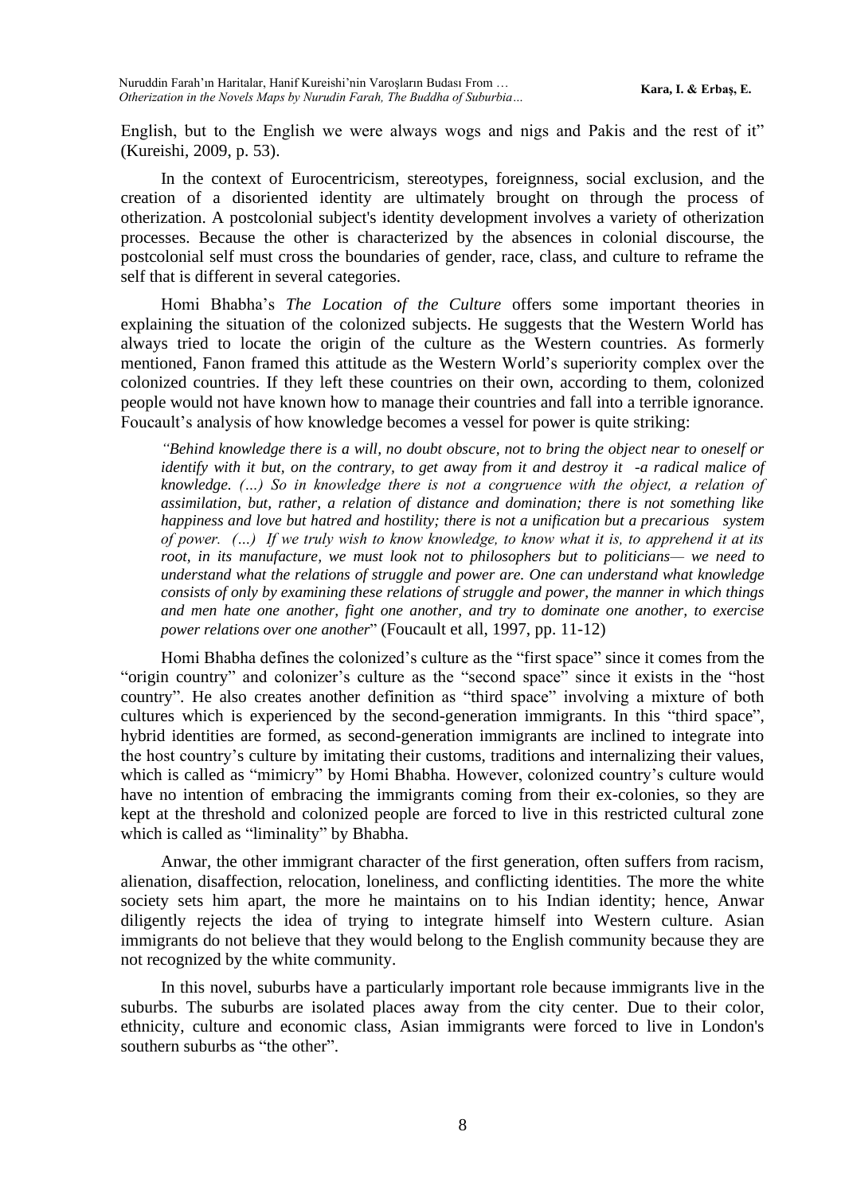English, but to the English we were always wogs and nigs and Pakis and the rest of it" (Kureishi, 2009, p. 53).

In the context of Eurocentricism, stereotypes, foreignness, social exclusion, and the creation of a disoriented identity are ultimately brought on through the process of otherization. A postcolonial subject's identity development involves a variety of otherization processes. Because the other is characterized by the absences in colonial discourse, the postcolonial self must cross the boundaries of gender, race, class, and culture to reframe the self that is different in several categories.

Homi Bhabha's *The Location of the Culture* offers some important theories in explaining the situation of the colonized subjects. He suggests that the Western World has always tried to locate the origin of the culture as the Western countries. As formerly mentioned, Fanon framed this attitude as the Western World's superiority complex over the colonized countries. If they left these countries on their own, according to them, colonized people would not have known how to manage their countries and fall into a terrible ignorance. Foucault's analysis of how knowledge becomes a vessel for power is quite striking:

> *"Behind knowledge there is a will, no doubt obscure, not to bring the object near to oneself or identify with it but, on the contrary, to get away from it and destroy it -a radical malice of knowledge. (…) So in knowledge there is not a congruence with the object, a relation of assimilation, but, rather, a relation of distance and domination; there is not something like happiness and love but hatred and hostility; there is not a unification but a precarious system of power. (…) If we truly wish to know knowledge, to know what it is, to apprehend it at its root, in its manufacture, we must look not to philosophers but to politicians— we need to understand what the relations of struggle and power are. One can understand what knowledge consists of only by examining these relations of struggle and power, the manner in which things and men hate one another, fight one another, and try to dominate one another, to exercise power relations over one another*" (Foucault et all, 1997, pp. 11-12)

Homi Bhabha defines the colonized's culture as the "first space" since it comes from the "origin country" and colonizer's culture as the "second space" since it exists in the "host country". He also creates another definition as "third space" involving a mixture of both cultures which is experienced by the second-generation immigrants. In this "third space", hybrid identities are formed, as second-generation immigrants are inclined to integrate into the host country's culture by imitating their customs, traditions and internalizing their values, which is called as "mimicry" by Homi Bhabha. However, colonized country's culture would have no intention of embracing the immigrants coming from their ex-colonies, so they are kept at the threshold and colonized people are forced to live in this restricted cultural zone which is called as "liminality" by Bhabha.

Anwar, the other immigrant character of the first generation, often suffers from racism, alienation, disaffection, relocation, loneliness, and conflicting identities. The more the white society sets him apart, the more he maintains on to his Indian identity; hence, Anwar diligently rejects the idea of trying to integrate himself into Western culture. Asian immigrants do not believe that they would belong to the English community because they are not recognized by the white community.

In this novel, suburbs have a particularly important role because immigrants live in the suburbs. The suburbs are isolated places away from the city center. Due to their color, ethnicity, culture and economic class, Asian immigrants were forced to live in London's southern suburbs as "the other".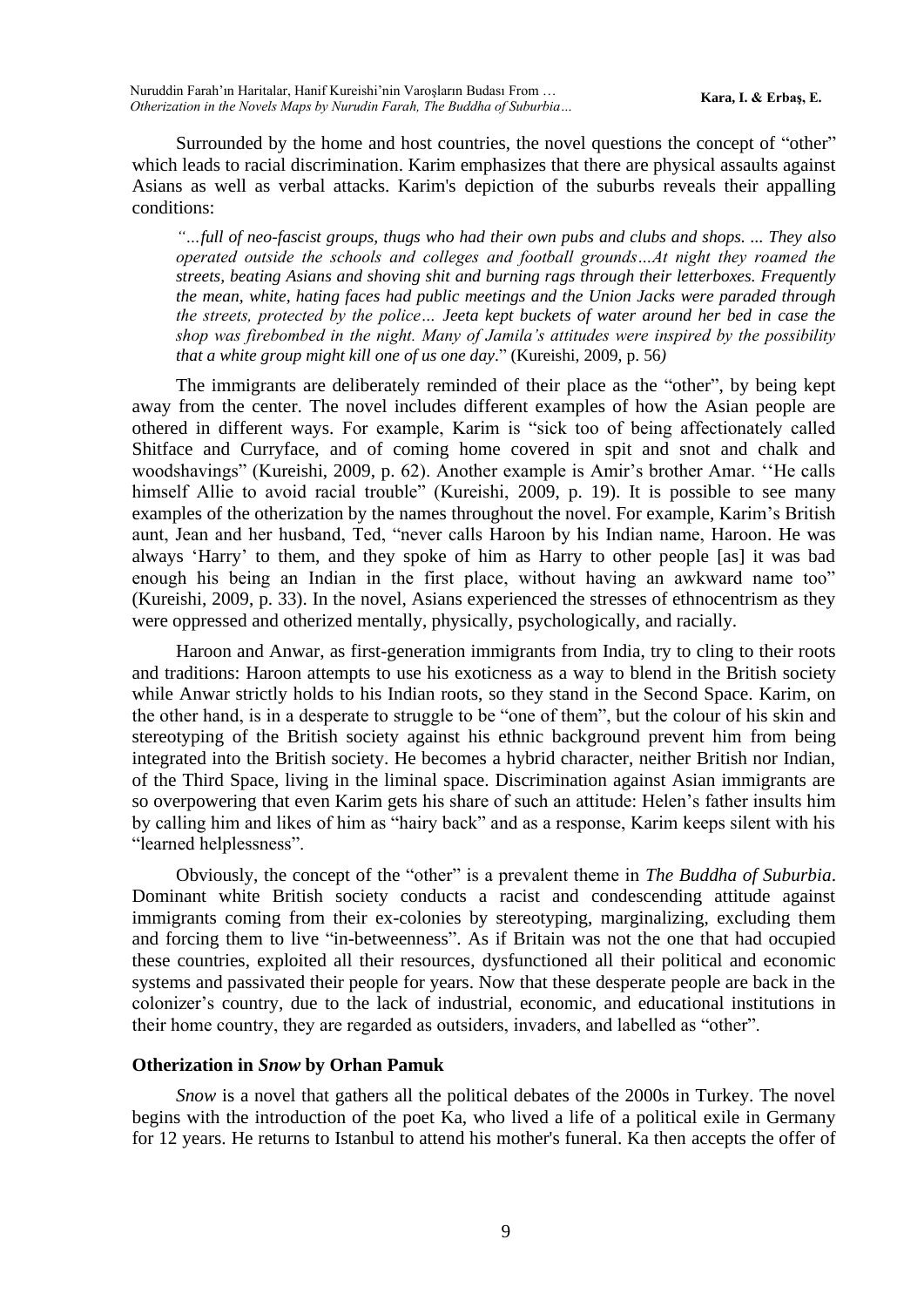Surrounded by the home and host countries, the novel questions the concept of "other" which leads to racial discrimination. Karim emphasizes that there are physical assaults against Asians as well as verbal attacks. Karim's depiction of the suburbs reveals their appalling conditions:

> *"…full of neo-fascist groups, thugs who had their own pubs and clubs and shops. ... They also operated outside the schools and colleges and football grounds…At night they roamed the streets, beating Asians and shoving shit and burning rags through their letterboxes. Frequently the mean, white, hating faces had public meetings and the Union Jacks were paraded through the streets, protected by the police… Jeeta kept buckets of water around her bed in case the shop was firebombed in the night. Many of Jamila's attitudes were inspired by the possibility that a white group might kill one of us one day.*" (Kureishi, 2009, p. 56*)*

The immigrants are deliberately reminded of their place as the "other", by being kept away from the center. The novel includes different examples of how the Asian people are othered in different ways. For example, Karim is "sick too of being affectionately called Shitface and Curryface, and of coming home covered in spit and snot and chalk and woodshavings" (Kureishi, 2009, p. 62). Another example is Amir's brother Amar. ''He calls himself Allie to avoid racial trouble" (Kureishi, 2009, p. 19). It is possible to see many examples of the otherization by the names throughout the novel. For example, Karim's British aunt, Jean and her husband, Ted, "never calls Haroon by his Indian name, Haroon. He was always 'Harry' to them, and they spoke of him as Harry to other people [as] it was bad enough his being an Indian in the first place, without having an awkward name too" (Kureishi, 2009, p. 33). In the novel, Asians experienced the stresses of ethnocentrism as they were oppressed and otherized mentally, physically, psychologically, and racially.

Haroon and Anwar, as first-generation immigrants from India, try to cling to their roots and traditions: Haroon attempts to use his exoticness as a way to blend in the British society while Anwar strictly holds to his Indian roots, so they stand in the Second Space. Karim, on the other hand, is in a desperate to struggle to be "one of them", but the colour of his skin and stereotyping of the British society against his ethnic background prevent him from being integrated into the British society. He becomes a hybrid character, neither British nor Indian, of the Third Space, living in the liminal space. Discrimination against Asian immigrants are so overpowering that even Karim gets his share of such an attitude: Helen's father insults him by calling him and likes of him as "hairy back" and as a response, Karim keeps silent with his "learned helplessness".

Obviously, the concept of the "other" is a prevalent theme in *The Buddha of Suburbia*. Dominant white British society conducts a racist and condescending attitude against immigrants coming from their ex-colonies by stereotyping, marginalizing, excluding them and forcing them to live "in-betweenness". As if Britain was not the one that had occupied these countries, exploited all their resources, dysfunctioned all their political and economic systems and passivated their people for years. Now that these desperate people are back in the colonizer's country, due to the lack of industrial, economic, and educational institutions in their home country, they are regarded as outsiders, invaders, and labelled as "other".

## Otherization in *Snow* by Orhan Pamuk

*Snow* is a novel that gathers all the political debates of the 2000s in Turkey. The novel begins with the introduction of the poet Ka, who lived a life of a political exile in Germany for 12 years. He returns to Istanbul to attend his mother's funeral. Ka then accepts the offer of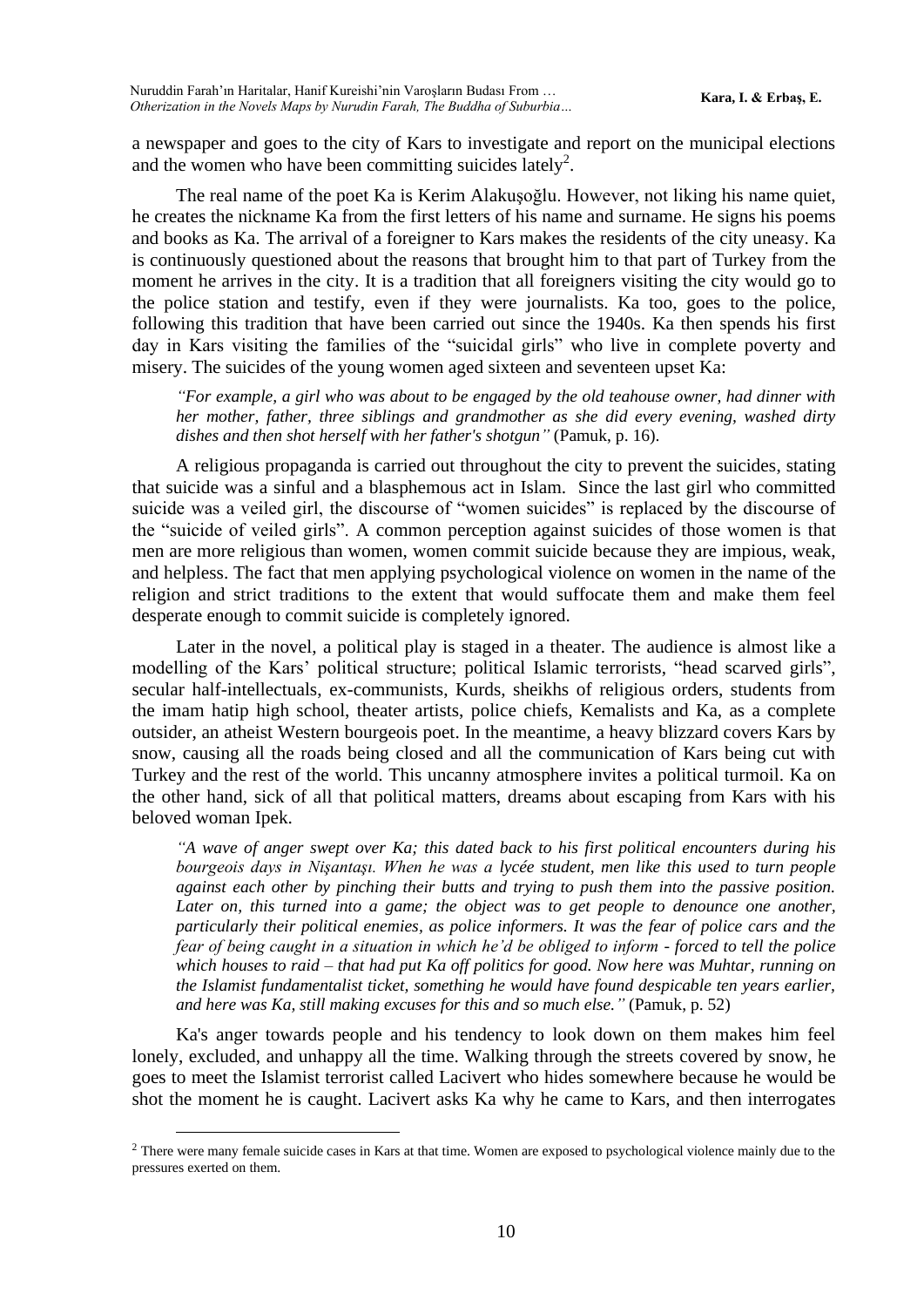a newspaper and goes to the city of Kars to investigate and report on the municipal elections and the women who have been committing suicides lately[2].

The real name of the poet Ka is Kerim Alakuşoğlu. However, not liking his name quiet, he creates the nickname Ka from the first letters of his name and surname. He signs his poems and books as Ka. The arrival of a foreigner to Kars makes the residents of the city uneasy. Ka is continuously questioned about the reasons that brought him to that part of Turkey from the moment he arrives in the city. It is a tradition that all foreigners visiting the city would go to the police station and testify, even if they were journalists. Ka too, goes to the police, following this tradition that have been carried out since the 1940s. Ka then spends his first day in Kars visiting the families of the "suicidal girls" who live in complete poverty and misery. The suicides of the young women aged sixteen and seventeen upset Ka:

> *"For example, a girl who was about to be engaged by the old teahouse owner, had dinner with her mother, father, three siblings and grandmother as she did every evening, washed dirty dishes and then shot herself with her father's shotgun"* (Pamuk, p. 16).

A religious propaganda is carried out throughout the city to prevent the suicides, stating that suicide was a sinful and a blasphemous act in Islam. Since the last girl who committed suicide was a veiled girl, the discourse of "women suicides" is replaced by the discourse of the "suicide of veiled girls". A common perception against suicides of those women is that men are more religious than women, women commit suicide because they are impious, weak, and helpless. The fact that men applying psychological violence on women in the name of the religion and strict traditions to the extent that would suffocate them and make them feel desperate enough to commit suicide is completely ignored.

Later in the novel, a political play is staged in a theater. The audience is almost like a modelling of the Kars' political structure; political Islamic terrorists, "head scarved girls", secular half-intellectuals, ex-communists, Kurds, sheikhs of religious orders, students from the imam hatip high school, theater artists, police chiefs, Kemalists and Ka, as a complete outsider, an atheist Western bourgeois poet. In the meantime, a heavy blizzard covers Kars by snow, causing all the roads being closed and all the communication of Kars being cut with Turkey and the rest of the world. This uncanny atmosphere invites a political turmoil. Ka on the other hand, sick of all that political matters, dreams about escaping from Kars with his beloved woman Ipek.

> *"A wave of anger swept over Ka; this dated back to his first political encounters during his bourgeois days in Nişantaşı. When he was a lycée student, men like this used to turn people against each other by pinching their butts and trying to push them into the passive position. Later on, this turned into a game; the object was to get people to denounce one another, particularly their political enemies, as police informers. It was the fear of police cars and the fear of being caught in a situation in which he'd be obliged to inform - forced to tell the police which houses to raid – that had put Ka off politics for good. Now here was Muhtar, running on the Islamist fundamentalist ticket, something he would have found despicable ten years earlier, and here was Ka, still making excuses for this and so much else."* (Pamuk, p. 52)

Ka's anger towards people and his tendency to look down on them makes him feel lonely, excluded, and unhappy all the time. Walking through the streets covered by snow, he goes to meet the Islamist terrorist called Lacivert who hides somewhere because he would be shot the moment he is caught. Lacivert asks Ka why he came to Kars, and then interrogates

[2] There were many female suicide cases in Kars at that time. Women are exposed to psychological violence mainly due to the pressures exerted on them.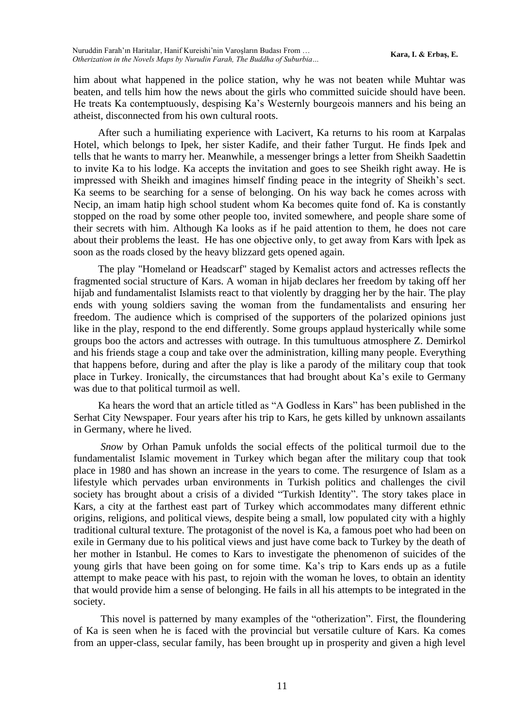him about what happened in the police station, why he was not beaten while Muhtar was beaten, and tells him how the news about the girls who committed suicide should have been. He treats Ka contemptuously, despising Ka's Westernly bourgeois manners and his being an atheist, disconnected from his own cultural roots.

After such a humiliating experience with Lacivert, Ka returns to his room at Karpalas Hotel, which belongs to Ipek, her sister Kadife, and their father Turgut. He finds Ipek and tells that he wants to marry her. Meanwhile, a messenger brings a letter from Sheikh Saadettin to invite Ka to his lodge. Ka accepts the invitation and goes to see Sheikh right away. He is impressed with Sheikh and imagines himself finding peace in the integrity of Sheikh's sect. Ka seems to be searching for a sense of belonging. On his way back he comes across with Necip, an imam hatip high school student whom Ka becomes quite fond of. Ka is constantly stopped on the road by some other people too, invited somewhere, and people share some of their secrets with him. Although Ka looks as if he paid attention to them, he does not care about their problems the least. He has one objective only, to get away from Kars with İpek as soon as the roads closed by the heavy blizzard gets opened again.

The play "Homeland or Headscarf" staged by Kemalist actors and actresses reflects the fragmented social structure of Kars. A woman in hijab declares her freedom by taking off her hijab and fundamentalist Islamists react to that violently by dragging her by the hair. The play ends with young soldiers saving the woman from the fundamentalists and ensuring her freedom. The audience which is comprised of the supporters of the polarized opinions just like in the play, respond to the end differently. Some groups applaud hysterically while some groups boo the actors and actresses with outrage. In this tumultuous atmosphere Z. Demirkol and his friends stage a coup and take over the administration, killing many people. Everything that happens before, during and after the play is like a parody of the military coup that took place in Turkey. Ironically, the circumstances that had brought about Ka's exile to Germany was due to that political turmoil as well.

Ka hears the word that an article titled as "A Godless in Kars" has been published in the Serhat City Newspaper. Four years after his trip to Kars, he gets killed by unknown assailants in Germany, where he lived.

*Snow* by Orhan Pamuk unfolds the social effects of the political turmoil due to the fundamentalist Islamic movement in Turkey which began after the military coup that took place in 1980 and has shown an increase in the years to come. The resurgence of Islam as a lifestyle which pervades urban environments in Turkish politics and challenges the civil society has brought about a crisis of a divided "Turkish Identity". The story takes place in Kars, a city at the farthest east part of Turkey which accommodates many different ethnic origins, religions, and political views, despite being a small, low populated city with a highly traditional cultural texture. The protagonist of the novel is Ka, a famous poet who had been on exile in Germany due to his political views and just have come back to Turkey by the death of her mother in Istanbul. He comes to Kars to investigate the phenomenon of suicides of the young girls that have been going on for some time. Ka's trip to Kars ends up as a futile attempt to make peace with his past, to rejoin with the woman he loves, to obtain an identity that would provide him a sense of belonging. He fails in all his attempts to be integrated in the society.

This novel is patterned by many examples of the "otherization". First, the floundering of Ka is seen when he is faced with the provincial but versatile culture of Kars. Ka comes from an upper-class, secular family, has been brought up in prosperity and given a high level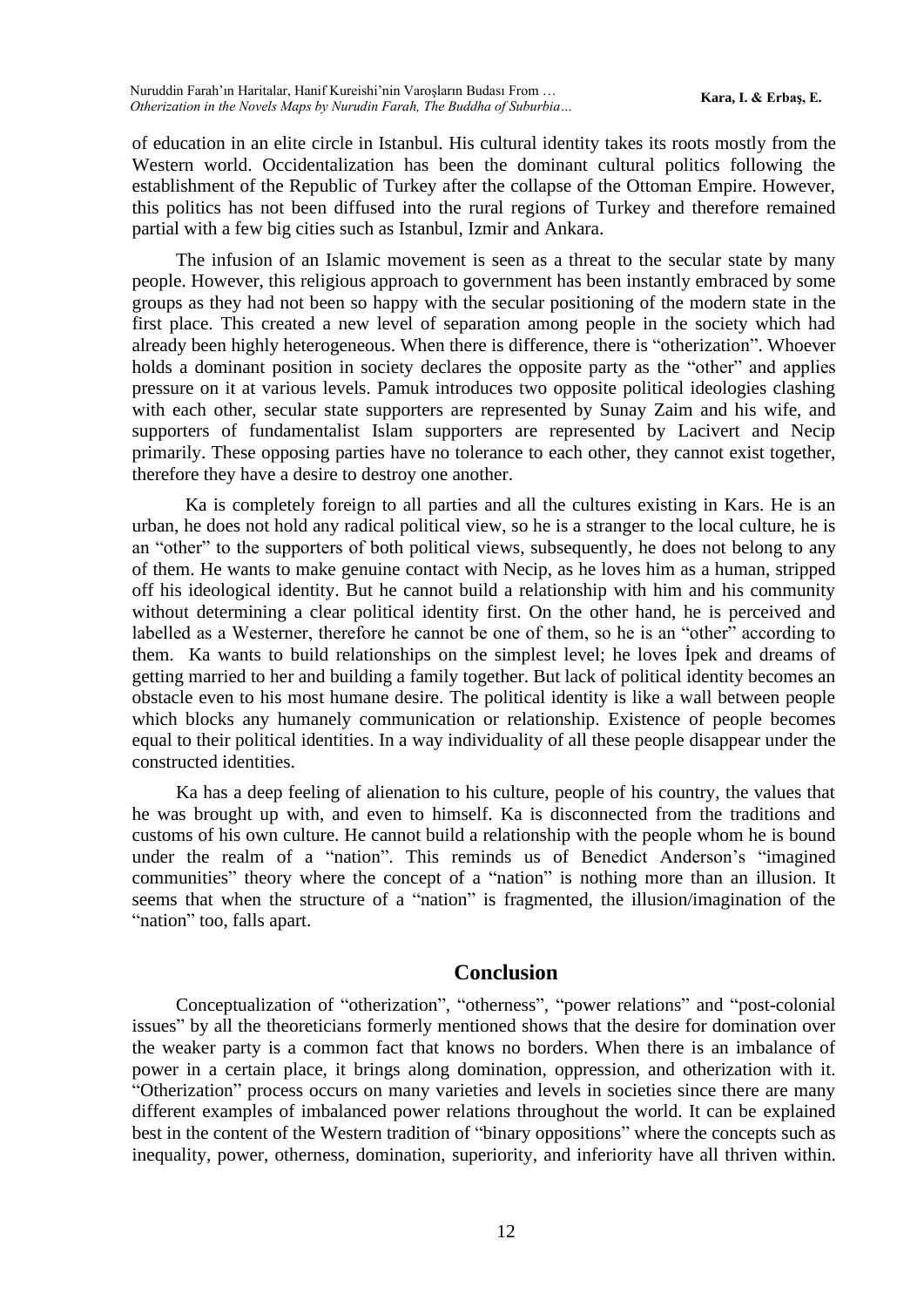of education in an elite circle in Istanbul. His cultural identity takes its roots mostly from the Western world. Occidentalization has been the dominant cultural politics following the establishment of the Republic of Turkey after the collapse of the Ottoman Empire. However, this politics has not been diffused into the rural regions of Turkey and therefore remained partial with a few big cities such as Istanbul, Izmir and Ankara.

The infusion of an Islamic movement is seen as a threat to the secular state by many people. However, this religious approach to government has been instantly embraced by some groups as they had not been so happy with the secular positioning of the modern state in the first place. This created a new level of separation among people in the society which had already been highly heterogeneous. When there is difference, there is "otherization". Whoever holds a dominant position in society declares the opposite party as the "other" and applies pressure on it at various levels. Pamuk introduces two opposite political ideologies clashing with each other, secular state supporters are represented by Sunay Zaim and his wife, and supporters of fundamentalist Islam supporters are represented by Lacivert and Necip primarily. These opposing parties have no tolerance to each other, they cannot exist together, therefore they have a desire to destroy one another.

Ka is completely foreign to all parties and all the cultures existing in Kars. He is an urban, he does not hold any radical political view, so he is a stranger to the local culture, he is an "other" to the supporters of both political views, subsequently, he does not belong to any of them. He wants to make genuine contact with Necip, as he loves him as a human, stripped off his ideological identity. But he cannot build a relationship with him and his community without determining a clear political identity first. On the other hand, he is perceived and labelled as a Westerner, therefore he cannot be one of them, so he is an "other" according to them. Ka wants to build relationships on the simplest level; he loves İpek and dreams of getting married to her and building a family together. But lack of political identity becomes an obstacle even to his most humane desire. The political identity is like a wall between people which blocks any humanely communication or relationship. Existence of people becomes equal to their political identities. In a way individuality of all these people disappear under the constructed identities.

Ka has a deep feeling of alienation to his culture, people of his country, the values that he was brought up with, and even to himself. Ka is disconnected from the traditions and customs of his own culture. He cannot build a relationship with the people whom he is bound under the realm of a "nation". This reminds us of Benedict Anderson's "imagined communities" theory where the concept of a "nation" is nothing more than an illusion. It seems that when the structure of a "nation" is fragmented, the illusion/imagination of the "nation" too, falls apart.

## Conclusion

Conceptualization of "otherization", "otherness", "power relations" and "post-colonial issues" by all the theoreticians formerly mentioned shows that the desire for domination over the weaker party is a common fact that knows no borders. When there is an imbalance of power in a certain place, it brings along domination, oppression, and otherization with it. "Otherization" process occurs on many varieties and levels in societies since there are many different examples of imbalanced power relations throughout the world. It can be explained best in the content of the Western tradition of "binary oppositions" where the concepts such as inequality, power, otherness, domination, superiority, and inferiority have all thriven within.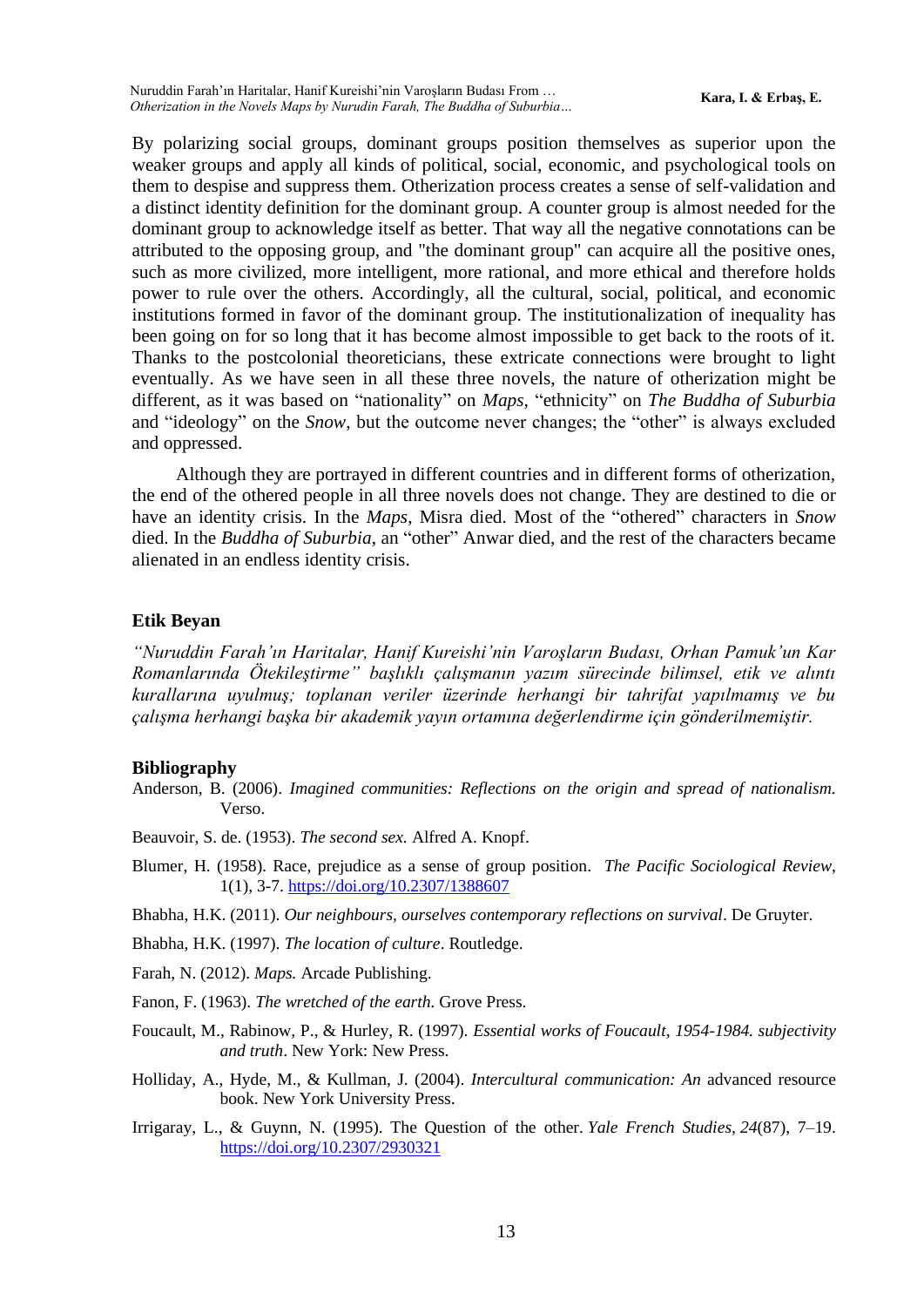By polarizing social groups, dominant groups position themselves as superior upon the weaker groups and apply all kinds of political, social, economic, and psychological tools on them to despise and suppress them. Otherization process creates a sense of self-validation and a distinct identity definition for the dominant group. A counter group is almost needed for the dominant group to acknowledge itself as better. That way all the negative connotations can be attributed to the opposing group, and "the dominant group" can acquire all the positive ones, such as more civilized, more intelligent, more rational, and more ethical and therefore holds power to rule over the others. Accordingly, all the cultural, social, political, and economic institutions formed in favor of the dominant group. The institutionalization of inequality has been going on for so long that it has become almost impossible to get back to the roots of it. Thanks to the postcolonial theoreticians, these extricate connections were brought to light eventually. As we have seen in all these three novels, the nature of otherization might be different, as it was based on "nationality" on *Maps,* "ethnicity" on *The Buddha of Suburbia* and "ideology" on the *Snow*, but the outcome never changes; the "other" is always excluded and oppressed.

Although they are portrayed in different countries and in different forms of otherization, the end of the othered people in all three novels does not change. They are destined to die or have an identity crisis. In the *Maps*, Misra died. Most of the "othered" characters in *Snow* died. In the *Buddha of Suburbia*, an "other" Anwar died, and the rest of the characters became alienated in an endless identity crisis.

## Etik Beyan

*"Nuruddin Farah'ın Haritalar, Hanif Kureishi'nin Varoşların Budası, Orhan Pamuk'un Kar Romanlarında Ötekileştirme" başlıklı çalışmanın yazım sürecinde bilimsel, etik ve alıntı kurallarına uyulmuş; toplanan veriler üzerinde herhangi bir tahrifat yapılmamış ve bu çalışma herhangi başka bir akademik yayın ortamına değerlendirme için gönderilmemiştir.*

## Bibliography

Anderson, B. (2006). *Imagined communities: Reflections on the origin and spread of nationalism.* Verso.

Beauvoir, S. de. (1953). *The second sex.* Alfred A. Knopf.

Blumer, H. (1958). Race, prejudice as a sense of group position. *The Pacific Sociological Review*, 1(1), 3-7. https://doi.org/10.2307/1388607

Bhabha, H.K. (2011). *Our neighbours, ourselves contemporary reflections on survival*. De Gruyter.

Bhabha, H.K. (1997). *The location of culture*. Routledge.

Farah, N. (2012). *Maps.* Arcade Publishing.

Fanon, F. (1963). *The wretched of the earth.* Grove Press.

Foucault, M., Rabinow, P., & Hurley, R. (1997). *Essential works of Foucault, 1954-1984. subjectivity and truth*. New York: New Press.

Holliday, A., Hyde, M., & Kullman, J. (2004). *Intercultural communication: An* advanced resource book. New York University Press.

Irrigaray, L., & Guynn, N. (1995). The Question of the other. *Yale French Studies*, *24*(87), 7–19. https://doi.org/10.2307/2930321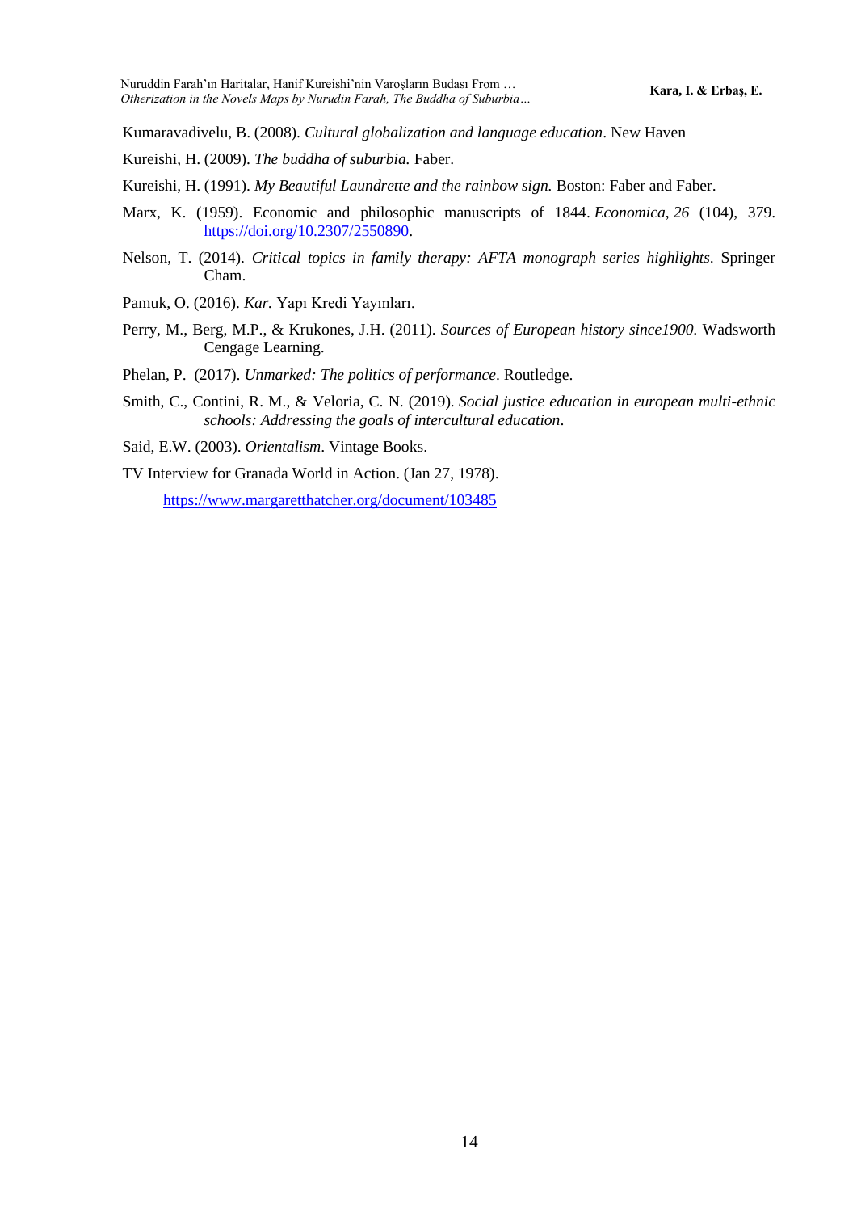Kumaravadivelu, B. (2008). *Cultural globalization and language education*. New Haven

Kureishi, H. (2009). *The buddha of suburbia.* Faber.

Kureishi, H. (1991). *My Beautiful Laundrette and the rainbow sign.* Boston: Faber and Faber.

Marx, K. (1959). Economic and philosophic manuscripts of 1844. *Economica*, *26* (104), 379. https://doi.org/10.2307/2550890.

Nelson, T. (2014). *Critical topics in family therapy: AFTA monograph series highlights*. Springer Cham.

Pamuk, O. (2016). *Kar.* Yapı Kredi Yayınları.

Perry, M., Berg, M.P., & Krukones, J.H. (2011). *Sources of European history since1900.* Wadsworth Cengage Learning.

Phelan, P. (2017). *Unmarked: The politics of performance*. Routledge.

Smith, C., Contini, R. M., & Veloria, C. N. (2019). *Social justice education in european multi-ethnic schools: Addressing the goals of intercultural education*.

Said, E.W. (2003). *Orientalism*. Vintage Books.

TV Interview for Granada World in Action. (Jan 27, 1978). https://www.margaretthatcher.org/document/103485